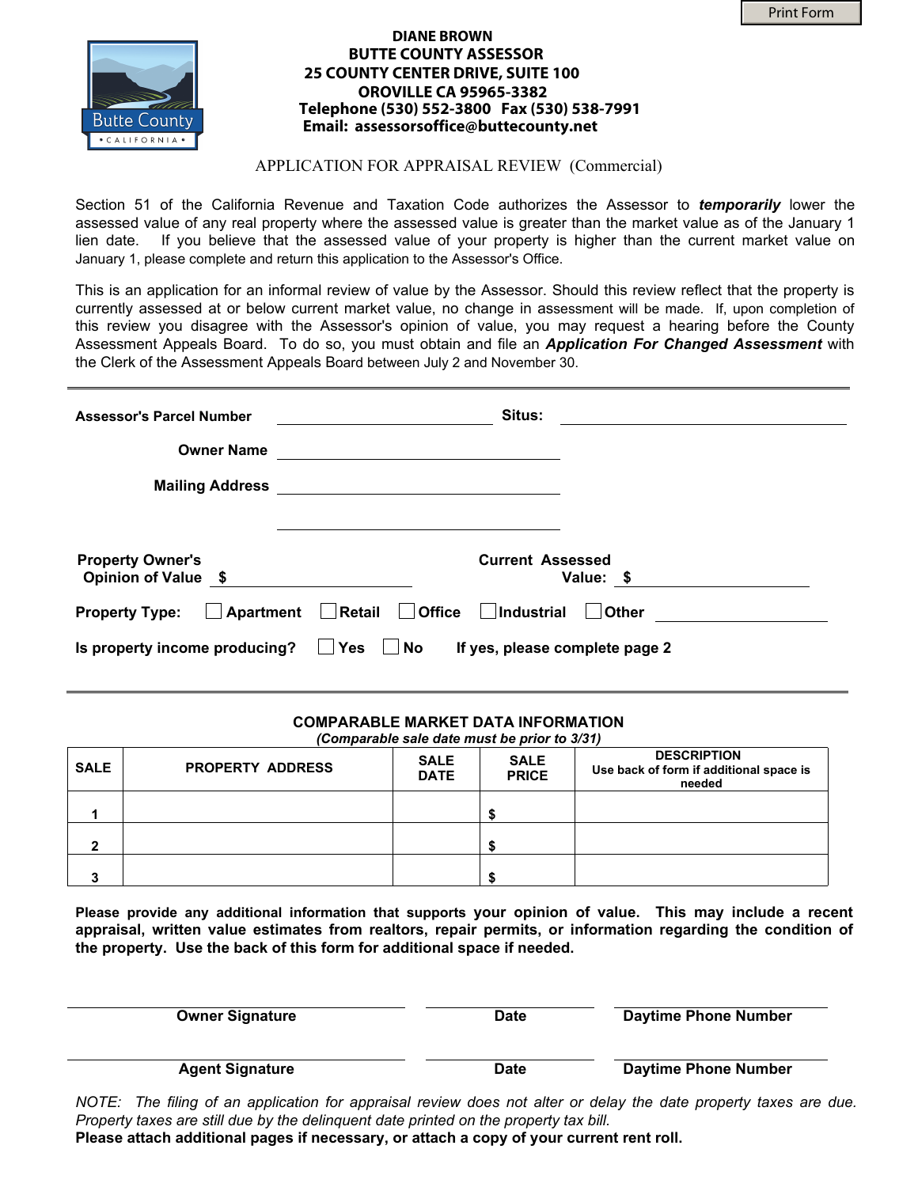DIANE BROWN
**BUTTE COUNTY ASSESSOR**
**25 COUNTY CENTER DRIVE, SUITE 100**
**OROVILLE CA 95965-3382**
**Telephone (530) 552-3800 Fax (530) 538-7991**
**Email: assessorsoffice@buttecounty.net**

# APPLICATION FOR APPRAISAL REVIEW (Commercial)

Section 51 of the California Revenue and Taxation Code authorizes the Assessor to ***temporarily*** lower the assessed value of any real property where the assessed value is greater than the market value as of the January 1 lien date. If you believe that the assessed value of your property is higher than the current market value on January 1, please complete and return this application to the Assessor's Office.

This is an application for an informal review of value by the Assessor. Should this review reflect that the property is currently assessed at or below current market value, no change in assessment will be made. If, upon completion of this review you disagree with the Assessor's opinion of value, you may request a hearing before the County Assessment Appeals Board. To do so, you must obtain and file an ***Application For Changed Assessment*** with the Clerk of the Assessment Appeals Board between July 2 and November 30.

---

**Assessor's Parcel Number** ____________________ **Situs:** ____________________

**Owner Name** ____________________

**Mailing Address** ____________________

____________________

**Property Owner's Opinion of Value** $ ____________________ **Current Assessed Value:** $ ____________________

**Property Type:** ☐ Apartment ☐ Retail ☐ Office ☐ Industrial ☐ Other ____________________

**Is property income producing?** ☐ Yes ☐ No **If yes, please complete page 2**

---

## COMPARABLE MARKET DATA INFORMATION

***(Comparable sale date must be prior to 3/31)***

| SALE | PROPERTY ADDRESS | SALE DATE | SALE PRICE | DESCRIPTION Use back of form if additional space is needed |
|---|---|---|---|---|
| 1 | | | $ | |
| 2 | | | $ | |
| 3 | | | $ | |

**Please provide any additional information that supports your opinion of value. This may include a recent appraisal, written value estimates from realtors, repair permits, or information regarding the condition of the property. Use the back of this form for additional space if needed.**

| ____________________ | ____________________ | ____________________ |
|---|---|---|
| **Owner Signature** | **Date** | **Daytime Phone Number** |
| **Agent Signature** | **Date** | **Daytime Phone Number** |

*NOTE: The filing of an application for appraisal review does not alter or delay the date property taxes are due. Property taxes are still due by the delinquent date printed on the property tax bill.*
**Please attach additional pages if necessary, or attach a copy of your current rent roll.**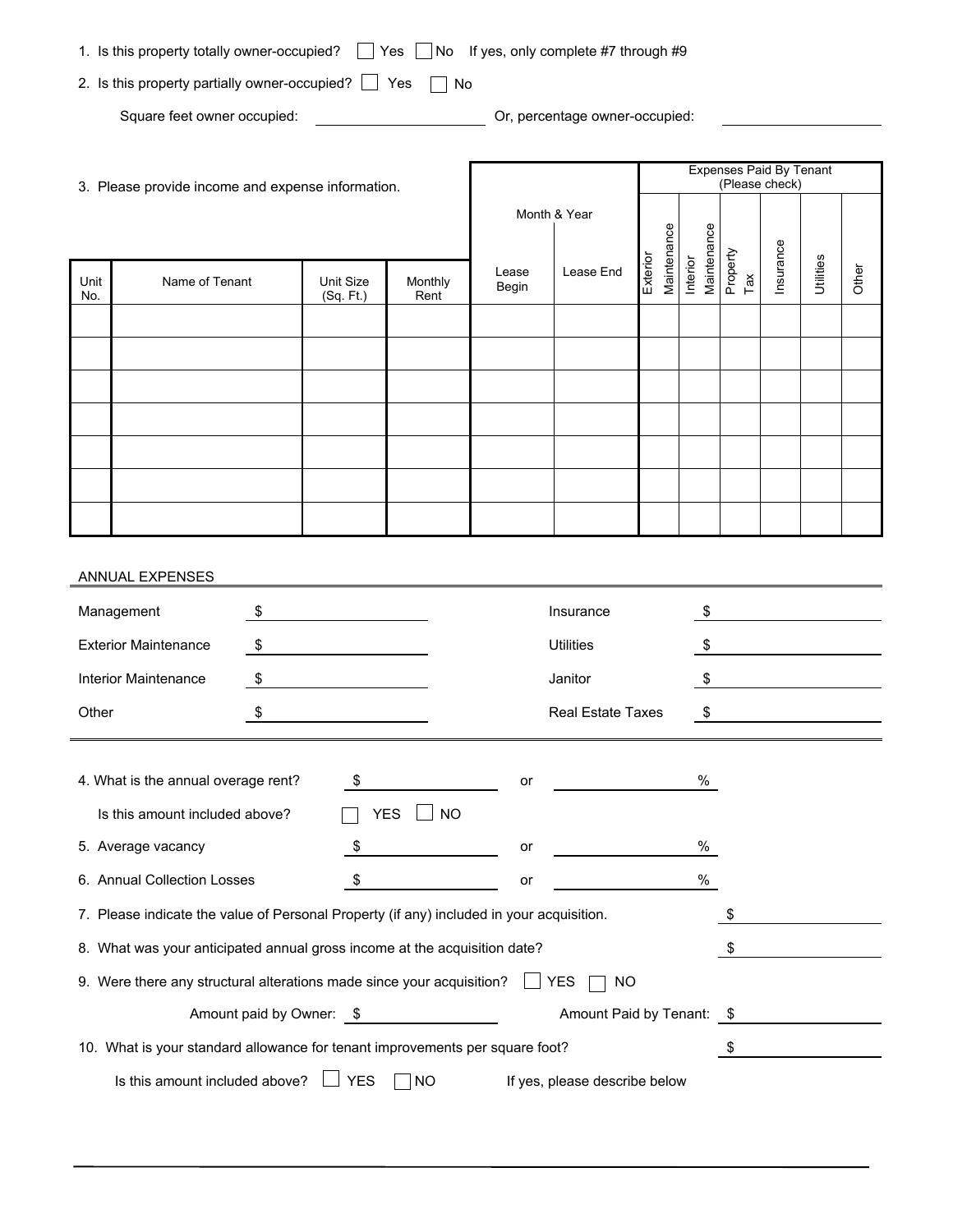1. Is this property totally owner-occupied? ☐ Yes ☐ No If yes, only complete #7 through #9

2. Is this property partially owner-occupied? ☐ Yes ☐ No

Square feet owner occupied: ______________ Or, percentage owner-occupied: ______________

3. Please provide income and expense information.

| | | | | Month & Year | | Expenses Paid By Tenant (Please check) | | | | | |
|---|---|---|---|---|---|---|---|---|---|---|---|
| Unit No. | Name of Tenant | Unit Size (Sq. Ft.) | Monthly Rent | Lease Begin | Lease End | Exterior Maintenance | Interior Maintenance | Property Tax | Insurance | Utilities | Other |
| | | | | | | | | | | | |
| | | | | | | | | | | | |
| | | | | | | | | | | | |
| | | | | | | | | | | | |
| | | | | | | | | | | | |
| | | | | | | | | | | | |
| | | | | | | | | | | | |

ANNUAL EXPENSES

| | | | |
|---|---|---|---|
| Management | $ | Insurance | $ |
| Exterior Maintenance | $ | Utilities | $ |
| Interior Maintenance | $ | Janitor | $ |
| Other | $ | Real Estate Taxes | $ |

4. What is the annual overage rent? $ ______________ or ______________ %

Is this amount included above? ☐ YES ☐ NO

5. Average vacancy $ ______________ or ______________ %

6. Annual Collection Losses $ ______________ or ______________ %

7. Please indicate the value of Personal Property (if any) included in your acquisition. $ ______________

8. What was your anticipated annual gross income at the acquisition date? $ ______________

9. Were there any structural alterations made since your acquisition? ☐ YES ☐ NO

Amount paid by Owner: $ ______________ Amount Paid by Tenant: $ ______________

10. What is your standard allowance for tenant improvements per square foot? $ ______________

Is this amount included above? ☐ YES ☐ NO If yes, please describe below

______________________________________________________________________